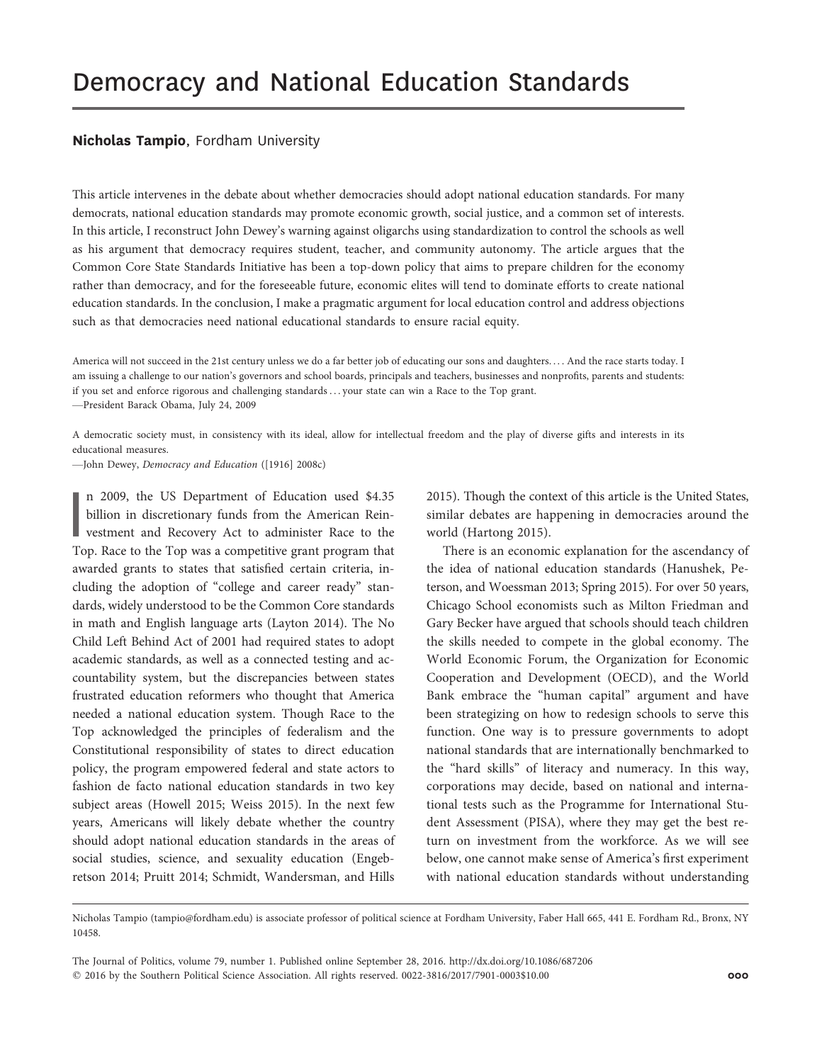# Democracy and National Education Standards

**Nicholas Tampio**, Fordham University

This article intervenes in the debate about whether democracies should adopt national education standards. For many democrats, national education standards may promote economic growth, social justice, and a common set of interests. In this article, I reconstruct John Dewey's warning against oligarchs using standardization to control the schools as well as his argument that democracy requires student, teacher, and community autonomy. The article argues that the Common Core State Standards Initiative has been a top-down policy that aims to prepare children for the economy rather than democracy, and for the foreseeable future, economic elites will tend to dominate efforts to create national education standards. In the conclusion, I make a pragmatic argument for local education control and address objections such as that democracies need national educational standards to ensure racial equity.

America will not succeed in the 21st century unless we do a far better job of educating our sons and daughters. . . . And the race starts today. I am issuing a challenge to our nation's governors and school boards, principals and teachers, businesses and nonprofits, parents and students: if you set and enforce rigorous and challenging standards . . . your state can win a Race to the Top grant.
—President Barack Obama, July 24, 2009

A democratic society must, in consistency with its ideal, allow for intellectual freedom and the play of diverse gifts and interests in its educational measures.
—John Dewey, *Democracy and Education* ([1916] 2008c)

In 2009, the US Department of Education used $4.35 billion in discretionary funds from the American Reinvestment and Recovery Act to administer Race to the Top. Race to the Top was a competitive grant program that awarded grants to states that satisfied certain criteria, including the adoption of "college and career ready" standards, widely understood to be the Common Core standards in math and English language arts (Layton 2014). The No Child Left Behind Act of 2001 had required states to adopt academic standards, as well as a connected testing and accountability system, but the discrepancies between states frustrated education reformers who thought that America needed a national education system. Though Race to the Top acknowledged the principles of federalism and the Constitutional responsibility of states to direct education policy, the program empowered federal and state actors to fashion de facto national education standards in two key subject areas (Howell 2015; Weiss 2015). In the next few years, Americans will likely debate whether the country should adopt national education standards in the areas of social studies, science, and sexuality education (Engebretson 2014; Pruitt 2014; Schmidt, Wandersman, and Hills 2015). Though the context of this article is the United States, similar debates are happening in democracies around the world (Hartong 2015).

There is an economic explanation for the ascendancy of the idea of national education standards (Hanushek, Peterson, and Woessman 2013; Spring 2015). For over 50 years, Chicago School economists such as Milton Friedman and Gary Becker have argued that schools should teach children the skills needed to compete in the global economy. The World Economic Forum, the Organization for Economic Cooperation and Development (OECD), and the World Bank embrace the "human capital" argument and have been strategizing on how to redesign schools to serve this function. One way is to pressure governments to adopt national standards that are internationally benchmarked to the "hard skills" of literacy and numeracy. In this way, corporations may decide, based on national and international tests such as the Programme for International Student Assessment (PISA), where they may get the best return on investment from the workforce. As we will see below, one cannot make sense of America's first experiment with national education standards without understanding

Nicholas Tampio (tampio@fordham.edu) is associate professor of political science at Fordham University, Faber Hall 665, 441 E. Fordham Rd., Bronx, NY 10458.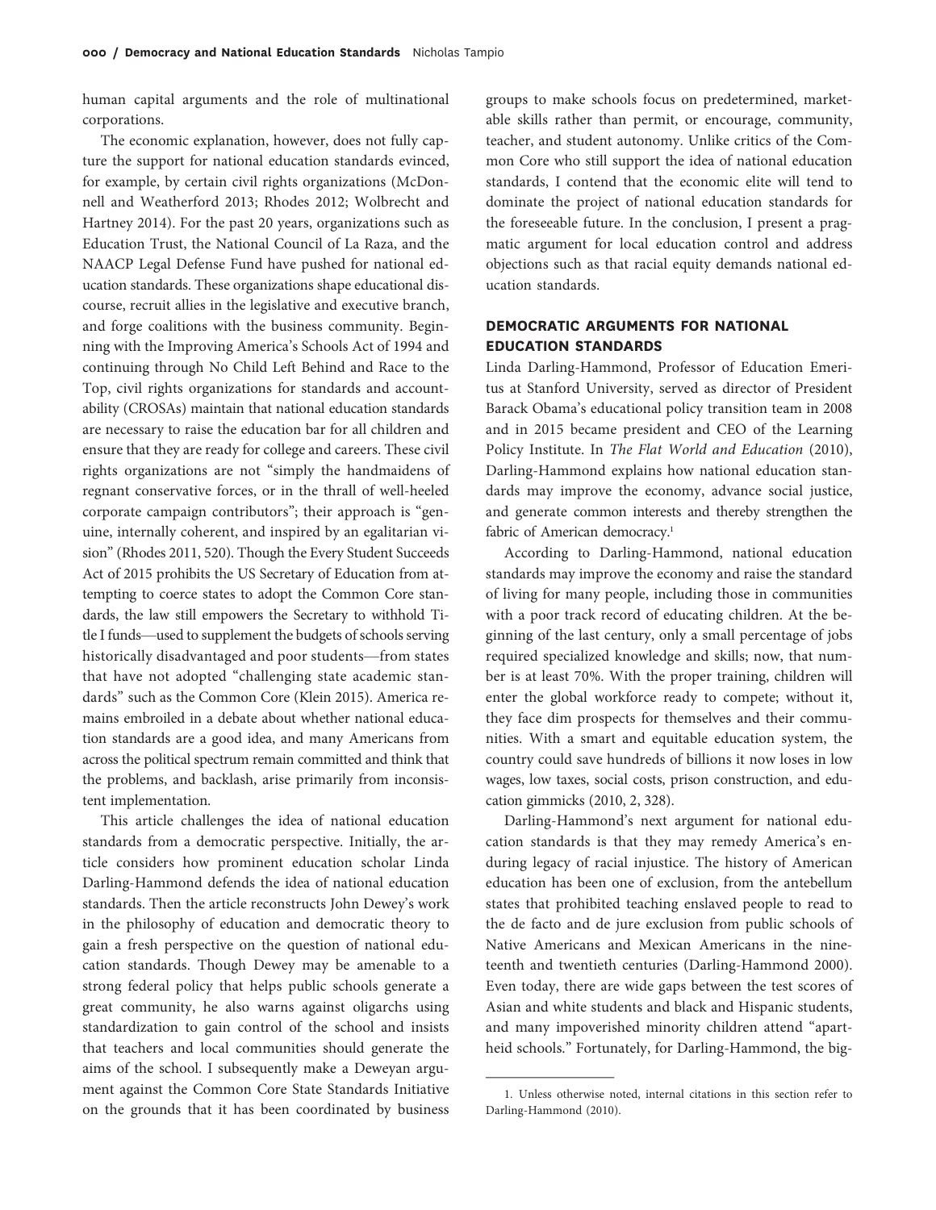human capital arguments and the role of multinational corporations.

The economic explanation, however, does not fully capture the support for national education standards evinced, for example, by certain civil rights organizations (McDonnell and Weatherford 2013; Rhodes 2012; Wolbrecht and Hartney 2014). For the past 20 years, organizations such as Education Trust, the National Council of La Raza, and the NAACP Legal Defense Fund have pushed for national education standards. These organizations shape educational discourse, recruit allies in the legislative and executive branch, and forge coalitions with the business community. Beginning with the Improving America's Schools Act of 1994 and continuing through No Child Left Behind and Race to the Top, civil rights organizations for standards and accountability (CROSAs) maintain that national education standards are necessary to raise the education bar for all children and ensure that they are ready for college and careers. These civil rights organizations are not "simply the handmaidens of regnant conservative forces, or in the thrall of well-heeled corporate campaign contributors"; their approach is "genuine, internally coherent, and inspired by an egalitarian vision" (Rhodes 2011, 520). Though the Every Student Succeeds Act of 2015 prohibits the US Secretary of Education from attempting to coerce states to adopt the Common Core standards, the law still empowers the Secretary to withhold Title I funds—used to supplement the budgets of schools serving historically disadvantaged and poor students—from states that have not adopted "challenging state academic standards" such as the Common Core (Klein 2015). America remains embroiled in a debate about whether national education standards are a good idea, and many Americans from across the political spectrum remain committed and think that the problems, and backlash, arise primarily from inconsistent implementation.

This article challenges the idea of national education standards from a democratic perspective. Initially, the article considers how prominent education scholar Linda Darling-Hammond defends the idea of national education standards. Then the article reconstructs John Dewey's work in the philosophy of education and democratic theory to gain a fresh perspective on the question of national education standards. Though Dewey may be amenable to a strong federal policy that helps public schools generate a great community, he also warns against oligarchs using standardization to gain control of the school and insists that teachers and local communities should generate the aims of the school. I subsequently make a Deweyan argument against the Common Core State Standards Initiative on the grounds that it has been coordinated by business groups to make schools focus on predetermined, marketable skills rather than permit, or encourage, community, teacher, and student autonomy. Unlike critics of the Common Core who still support the idea of national education standards, I contend that the economic elite will tend to dominate the project of national education standards for the foreseeable future. In the conclusion, I present a pragmatic argument for local education control and address objections such as that racial equity demands national education standards.

## DEMOCRATIC ARGUMENTS FOR NATIONAL EDUCATION STANDARDS

Linda Darling-Hammond, Professor of Education Emeritus at Stanford University, served as director of President Barack Obama's educational policy transition team in 2008 and in 2015 became president and CEO of the Learning Policy Institute. In *The Flat World and Education* (2010), Darling-Hammond explains how national education standards may improve the economy, advance social justice, and generate common interests and thereby strengthen the fabric of American democracy.[1]

According to Darling-Hammond, national education standards may improve the economy and raise the standard of living for many people, including those in communities with a poor track record of educating children. At the beginning of the last century, only a small percentage of jobs required specialized knowledge and skills; now, that number is at least 70%. With the proper training, children will enter the global workforce ready to compete; without it, they face dim prospects for themselves and their communities. With a smart and equitable education system, the country could save hundreds of billions it now loses in low wages, low taxes, social costs, prison construction, and education gimmicks (2010, 2, 328).

Darling-Hammond's next argument for national education standards is that they may remedy America's enduring legacy of racial injustice. The history of American education has been one of exclusion, from the antebellum states that prohibited teaching enslaved people to read to the de facto and de jure exclusion from public schools of Native Americans and Mexican Americans in the nineteenth and twentieth centuries (Darling-Hammond 2000). Even today, there are wide gaps between the test scores of Asian and white students and black and Hispanic students, and many impoverished minority children attend "apartheid schools." Fortunately, for Darling-Hammond, the big-

1. Unless otherwise noted, internal citations in this section refer to Darling-Hammond (2010).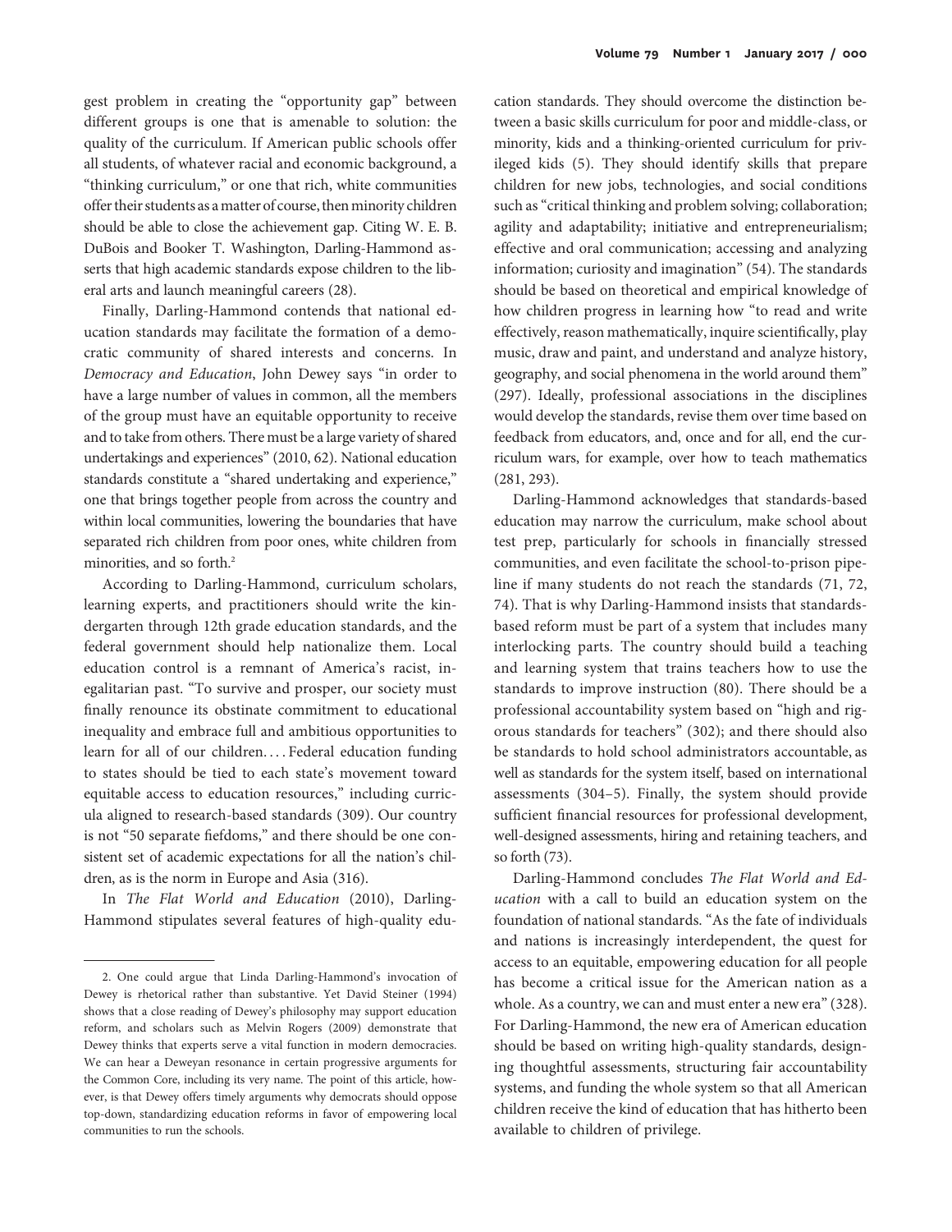gest problem in creating the "opportunity gap" between different groups is one that is amenable to solution: the quality of the curriculum. If American public schools offer all students, of whatever racial and economic background, a "thinking curriculum," or one that rich, white communities offer their students as a matter of course, then minority children should be able to close the achievement gap. Citing W. E. B. DuBois and Booker T. Washington, Darling-Hammond asserts that high academic standards expose children to the liberal arts and launch meaningful careers (28).

Finally, Darling-Hammond contends that national education standards may facilitate the formation of a democratic community of shared interests and concerns. In *Democracy and Education*, John Dewey says "in order to have a large number of values in common, all the members of the group must have an equitable opportunity to receive and to take from others. There must be a large variety of shared undertakings and experiences" (2010, 62). National education standards constitute a "shared undertaking and experience," one that brings together people from across the country and within local communities, lowering the boundaries that have separated rich children from poor ones, white children from minorities, and so forth.[2]

According to Darling-Hammond, curriculum scholars, learning experts, and practitioners should write the kindergarten through 12th grade education standards, and the federal government should help nationalize them. Local education control is a remnant of America's racist, inegalitarian past. "To survive and prosper, our society must finally renounce its obstinate commitment to educational inequality and embrace full and ambitious opportunities to learn for all of our children. . . . Federal education funding to states should be tied to each state's movement toward equitable access to education resources," including curricula aligned to research-based standards (309). Our country is not "50 separate fiefdoms," and there should be one consistent set of academic expectations for all the nation's children, as is the norm in Europe and Asia (316).

In *The Flat World and Education* (2010), Darling-Hammond stipulates several features of high-quality education standards. They should overcome the distinction between a basic skills curriculum for poor and middle-class, or minority, kids and a thinking-oriented curriculum for privileged kids (5). They should identify skills that prepare children for new jobs, technologies, and social conditions such as "critical thinking and problem solving; collaboration; agility and adaptability; initiative and entrepreneurialism; effective and oral communication; accessing and analyzing information; curiosity and imagination" (54). The standards should be based on theoretical and empirical knowledge of how children progress in learning how "to read and write effectively, reason mathematically, inquire scientifically, play music, draw and paint, and understand and analyze history, geography, and social phenomena in the world around them" (297). Ideally, professional associations in the disciplines would develop the standards, revise them over time based on feedback from educators, and, once and for all, end the curriculum wars, for example, over how to teach mathematics (281, 293).

Darling-Hammond acknowledges that standards-based education may narrow the curriculum, make school about test prep, particularly for schools in financially stressed communities, and even facilitate the school-to-prison pipeline if many students do not reach the standards (71, 72, 74). That is why Darling-Hammond insists that standards-based reform must be part of a system that includes many interlocking parts. The country should build a teaching and learning system that trains teachers how to use the standards to improve instruction (80). There should be a professional accountability system based on "high and rigorous standards for teachers" (302); and there should also be standards to hold school administrators accountable, as well as standards for the system itself, based on international assessments (304–5). Finally, the system should provide sufficient financial resources for professional development, well-designed assessments, hiring and retaining teachers, and so forth (73).

Darling-Hammond concludes *The Flat World and Education* with a call to build an education system on the foundation of national standards. "As the fate of individuals and nations is increasingly interdependent, the quest for access to an equitable, empowering education for all people has become a critical issue for the American nation as a whole. As a country, we can and must enter a new era" (328). For Darling-Hammond, the new era of American education should be based on writing high-quality standards, designing thoughtful assessments, structuring fair accountability systems, and funding the whole system so that all American children receive the kind of education that has hitherto been available to children of privilege.

---

2. One could argue that Linda Darling-Hammond's invocation of Dewey is rhetorical rather than substantive. Yet David Steiner (1994) shows that a close reading of Dewey's philosophy may support education reform, and scholars such as Melvin Rogers (2009) demonstrate that Dewey thinks that experts serve a vital function in modern democracies. We can hear a Deweyan resonance in certain progressive arguments for the Common Core, including its very name. The point of this article, however, is that Dewey offers timely arguments why democrats should oppose top-down, standardizing education reforms in favor of empowering local communities to run the schools.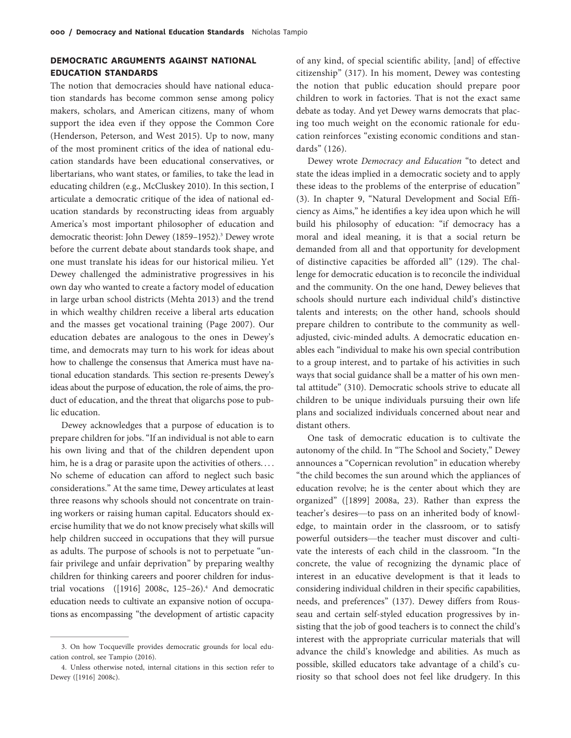## DEMOCRATIC ARGUMENTS AGAINST NATIONAL EDUCATION STANDARDS

The notion that democracies should have national education standards has become common sense among policy makers, scholars, and American citizens, many of whom support the idea even if they oppose the Common Core (Henderson, Peterson, and West 2015). Up to now, many of the most prominent critics of the idea of national education standards have been educational conservatives, or libertarians, who want states, or families, to take the lead in educating children (e.g., McCluskey 2010). In this section, I articulate a democratic critique of the idea of national education standards by reconstructing ideas from arguably America's most important philosopher of education and democratic theorist: John Dewey (1859–1952).[3] Dewey wrote before the current debate about standards took shape, and one must translate his ideas for our historical milieu. Yet Dewey challenged the administrative progressives in his own day who wanted to create a factory model of education in large urban school districts (Mehta 2013) and the trend in which wealthy children receive a liberal arts education and the masses get vocational training (Page 2007). Our education debates are analogous to the ones in Dewey's time, and democrats may turn to his work for ideas about how to challenge the consensus that America must have national education standards. This section re-presents Dewey's ideas about the purpose of education, the role of aims, the product of education, and the threat that oligarchs pose to public education.

Dewey acknowledges that a purpose of education is to prepare children for jobs. "If an individual is not able to earn his own living and that of the children dependent upon him, he is a drag or parasite upon the activities of others. . . . No scheme of education can afford to neglect such basic considerations." At the same time, Dewey articulates at least three reasons why schools should not concentrate on training workers or raising human capital. Educators should exercise humility that we do not know precisely what skills will help children succeed in occupations that they will pursue as adults. The purpose of schools is not to perpetuate "unfair privilege and unfair deprivation" by preparing wealthy children for thinking careers and poorer children for industrial vocations ([1916] 2008c, 125–26).[4] And democratic education needs to cultivate an expansive notion of occupations as encompassing "the development of artistic capacity of any kind, of special scientific ability, [and] of effective citizenship" (317). In his moment, Dewey was contesting the notion that public education should prepare poor children to work in factories. That is not the exact same debate as today. And yet Dewey warns democrats that placing too much weight on the economic rationale for education reinforces "existing economic conditions and standards" (126).

Dewey wrote *Democracy and Education* "to detect and state the ideas implied in a democratic society and to apply these ideas to the problems of the enterprise of education" (3). In chapter 9, "Natural Development and Social Efficiency as Aims," he identifies a key idea upon which he will build his philosophy of education: "if democracy has a moral and ideal meaning, it is that a social return be demanded from all and that opportunity for development of distinctive capacities be afforded all" (129). The challenge for democratic education is to reconcile the individual and the community. On the one hand, Dewey believes that schools should nurture each individual child's distinctive talents and interests; on the other hand, schools should prepare children to contribute to the community as well-adjusted, civic-minded adults. A democratic education enables each "individual to make his own special contribution to a group interest, and to partake of his activities in such ways that social guidance shall be a matter of his own mental attitude" (310). Democratic schools strive to educate all children to be unique individuals pursuing their own life plans and socialized individuals concerned about near and distant others.

One task of democratic education is to cultivate the autonomy of the child. In "The School and Society," Dewey announces a "Copernican revolution" in education whereby "the child becomes the sun around which the appliances of education revolve; he is the center about which they are organized" ([1899] 2008a, 23). Rather than express the teacher's desires—to pass on an inherited body of knowledge, to maintain order in the classroom, or to satisfy powerful outsiders—the teacher must discover and cultivate the interests of each child in the classroom. "In the concrete, the value of recognizing the dynamic place of interest in an educative development is that it leads to considering individual children in their specific capabilities, needs, and preferences" (137). Dewey differs from Rousseau and certain self-styled education progressives by insisting that the job of good teachers is to connect the child's interest with the appropriate curricular materials that will advance the child's knowledge and abilities. As much as possible, skilled educators take advantage of a child's curiosity so that school does not feel like drudgery. In this

---

3. On how Tocqueville provides democratic grounds for local education control, see Tampio (2016).

4. Unless otherwise noted, internal citations in this section refer to Dewey ([1916] 2008c).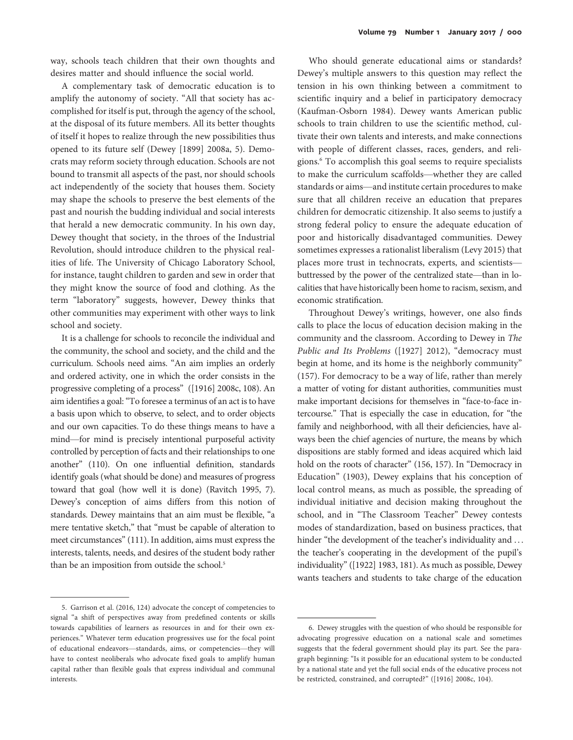way, schools teach children that their own thoughts and desires matter and should influence the social world.

A complementary task of democratic education is to amplify the autonomy of society. "All that society has accomplished for itself is put, through the agency of the school, at the disposal of its future members. All its better thoughts of itself it hopes to realize through the new possibilities thus opened to its future self (Dewey [1899] 2008a, 5). Democrats may reform society through education. Schools are not bound to transmit all aspects of the past, nor should schools act independently of the society that houses them. Society may shape the schools to preserve the best elements of the past and nourish the budding individual and social interests that herald a new democratic community. In his own day, Dewey thought that society, in the throes of the Industrial Revolution, should introduce children to the physical realities of life. The University of Chicago Laboratory School, for instance, taught children to garden and sew in order that they might know the source of food and clothing. As the term "laboratory" suggests, however, Dewey thinks that other communities may experiment with other ways to link school and society.

It is a challenge for schools to reconcile the individual and the community, the school and society, and the child and the curriculum. Schools need aims. "An aim implies an orderly and ordered activity, one in which the order consists in the progressive completing of a process" ([1916] 2008c, 108). An aim identifies a goal: "To foresee a terminus of an act is to have a basis upon which to observe, to select, and to order objects and our own capacities. To do these things means to have a mind—for mind is precisely intentional purposeful activity controlled by perception of facts and their relationships to one another" (110). On one influential definition, standards identify goals (what should be done) and measures of progress toward that goal (how well it is done) (Ravitch 1995, 7). Dewey's conception of aims differs from this notion of standards. Dewey maintains that an aim must be flexible, "a mere tentative sketch," that "must be capable of alteration to meet circumstances" (111). In addition, aims must express the interests, talents, needs, and desires of the student body rather than be an imposition from outside the school.[5]

Who should generate educational aims or standards? Dewey's multiple answers to this question may reflect the tension in his own thinking between a commitment to scientific inquiry and a belief in participatory democracy (Kaufman-Osborn 1984). Dewey wants American public schools to train children to use the scientific method, cultivate their own talents and interests, and make connections with people of different classes, races, genders, and religions.[6] To accomplish this goal seems to require specialists to make the curriculum scaffolds—whether they are called standards or aims—and institute certain procedures to make sure that all children receive an education that prepares children for democratic citizenship. It also seems to justify a strong federal policy to ensure the adequate education of poor and historically disadvantaged communities. Dewey sometimes expresses a rationalist liberalism (Levy 2015) that places more trust in technocrats, experts, and scientists—buttressed by the power of the centralized state—than in localities that have historically been home to racism, sexism, and economic stratification.

Throughout Dewey's writings, however, one also finds calls to place the locus of education decision making in the community and the classroom. According to Dewey in *The Public and Its Problems* ([1927] 2012), "democracy must begin at home, and its home is the neighborly community" (157). For democracy to be a way of life, rather than merely a matter of voting for distant authorities, communities must make important decisions for themselves in "face-to-face intercourse." That is especially the case in education, for "the family and neighborhood, with all their deficiencies, have always been the chief agencies of nurture, the means by which dispositions are stably formed and ideas acquired which laid hold on the roots of character" (156, 157). In "Democracy in Education" (1903), Dewey explains that his conception of local control means, as much as possible, the spreading of individual initiative and decision making throughout the school, and in "The Classroom Teacher" Dewey contests modes of standardization, based on business practices, that hinder "the development of the teacher's individuality and . . . the teacher's cooperating in the development of the pupil's individuality" ([1922] 1983, 181). As much as possible, Dewey wants teachers and students to take charge of the education

---

5. Garrison et al. (2016, 124) advocate the concept of competencies to signal "a shift of perspectives away from predefined contents or skills towards capabilities of learners as resources in and for their own experiences." Whatever term education progressives use for the focal point of educational endeavors—standards, aims, or competencies—they will have to contest neoliberals who advocate fixed goals to amplify human capital rather than flexible goals that express individual and communal interests.

6. Dewey struggles with the question of who should be responsible for advocating progressive education on a national scale and sometimes suggests that the federal government should play its part. See the paragraph beginning: "Is it possible for an educational system to be conducted by a national state and yet the full social ends of the educative process not be restricted, constrained, and corrupted?" ([1916] 2008c, 104).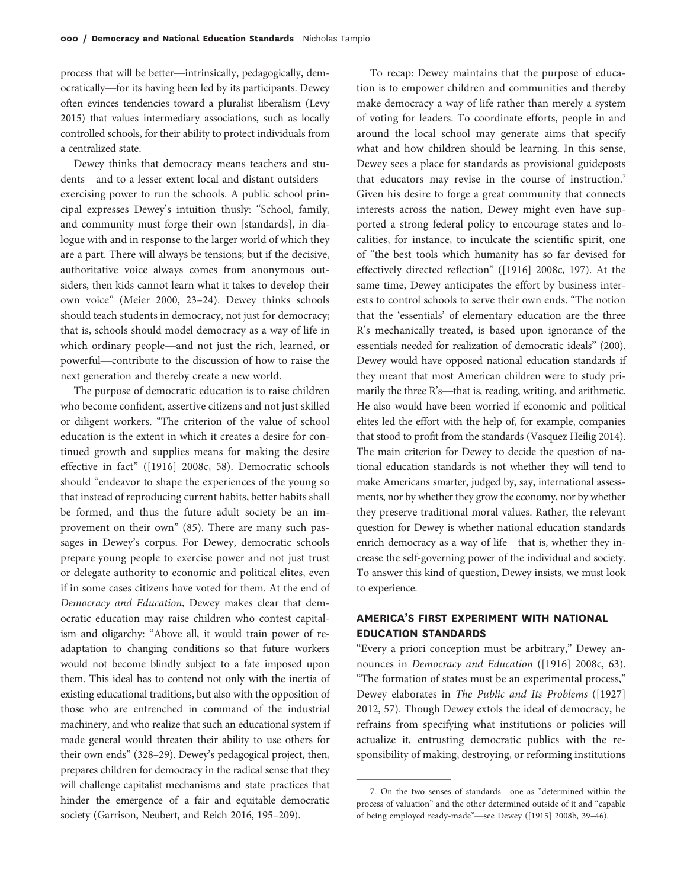process that will be better—intrinsically, pedagogically, democratically—for its having been led by its participants. Dewey often evinces tendencies toward a pluralist liberalism (Levy 2015) that values intermediary associations, such as locally controlled schools, for their ability to protect individuals from a centralized state.

Dewey thinks that democracy means teachers and students—and to a lesser extent local and distant outsiders—exercising power to run the schools. A public school principal expresses Dewey's intuition thusly: "School, family, and community must forge their own [standards], in dialogue with and in response to the larger world of which they are a part. There will always be tensions; but if the decisive, authoritative voice always comes from anonymous outsiders, then kids cannot learn what it takes to develop their own voice" (Meier 2000, 23–24). Dewey thinks schools should teach students in democracy, not just for democracy; that is, schools should model democracy as a way of life in which ordinary people—and not just the rich, learned, or powerful—contribute to the discussion of how to raise the next generation and thereby create a new world.

The purpose of democratic education is to raise children who become confident, assertive citizens and not just skilled or diligent workers. "The criterion of the value of school education is the extent in which it creates a desire for continued growth and supplies means for making the desire effective in fact" ([1916] 2008c, 58). Democratic schools should "endeavor to shape the experiences of the young so that instead of reproducing current habits, better habits shall be formed, and thus the future adult society be an improvement on their own" (85). There are many such passages in Dewey's corpus. For Dewey, democratic schools prepare young people to exercise power and not just trust or delegate authority to economic and political elites, even if in some cases citizens have voted for them. At the end of *Democracy and Education*, Dewey makes clear that democratic education may raise children who contest capitalism and oligarchy: "Above all, it would train power of readaptation to changing conditions so that future workers would not become blindly subject to a fate imposed upon them. This ideal has to contend not only with the inertia of existing educational traditions, but also with the opposition of those who are entrenched in command of the industrial machinery, and who realize that such an educational system if made general would threaten their ability to use others for their own ends" (328–29). Dewey's pedagogical project, then, prepares children for democracy in the radical sense that they will challenge capitalist mechanisms and state practices that hinder the emergence of a fair and equitable democratic society (Garrison, Neubert, and Reich 2016, 195–209).

To recap: Dewey maintains that the purpose of education is to empower children and communities and thereby make democracy a way of life rather than merely a system of voting for leaders. To coordinate efforts, people in and around the local school may generate aims that specify what and how children should be learning. In this sense, Dewey sees a place for standards as provisional guideposts that educators may revise in the course of instruction.[7] Given his desire to forge a great community that connects interests across the nation, Dewey might even have supported a strong federal policy to encourage states and localities, for instance, to inculcate the scientific spirit, one of "the best tools which humanity has so far devised for effectively directed reflection" ([1916] 2008c, 197). At the same time, Dewey anticipates the effort by business interests to control schools to serve their own ends. "The notion that the 'essentials' of elementary education are the three R's mechanically treated, is based upon ignorance of the essentials needed for realization of democratic ideals" (200). Dewey would have opposed national education standards if they meant that most American children were to study primarily the three R's—that is, reading, writing, and arithmetic. He also would have been worried if economic and political elites led the effort with the help of, for example, companies that stood to profit from the standards (Vasquez Heilig 2014). The main criterion for Dewey to decide the question of national education standards is not whether they will tend to make Americans smarter, judged by, say, international assessments, nor by whether they grow the economy, nor by whether they preserve traditional moral values. Rather, the relevant question for Dewey is whether national education standards enrich democracy as a way of life—that is, whether they increase the self-governing power of the individual and society. To answer this kind of question, Dewey insists, we must look to experience.

## AMERICA'S FIRST EXPERIMENT WITH NATIONAL EDUCATION STANDARDS

"Every a priori conception must be arbitrary," Dewey announces in *Democracy and Education* ([1916] 2008c, 63). "The formation of states must be an experimental process," Dewey elaborates in *The Public and Its Problems* ([1927] 2012, 57). Though Dewey extols the ideal of democracy, he refrains from specifying what institutions or policies will actualize it, entrusting democratic publics with the responsibility of making, destroying, or reforming institutions

7. On the two senses of standards—one as "determined within the process of valuation" and the other determined outside of it and "capable of being employed ready-made"—see Dewey ([1915] 2008b, 39–46).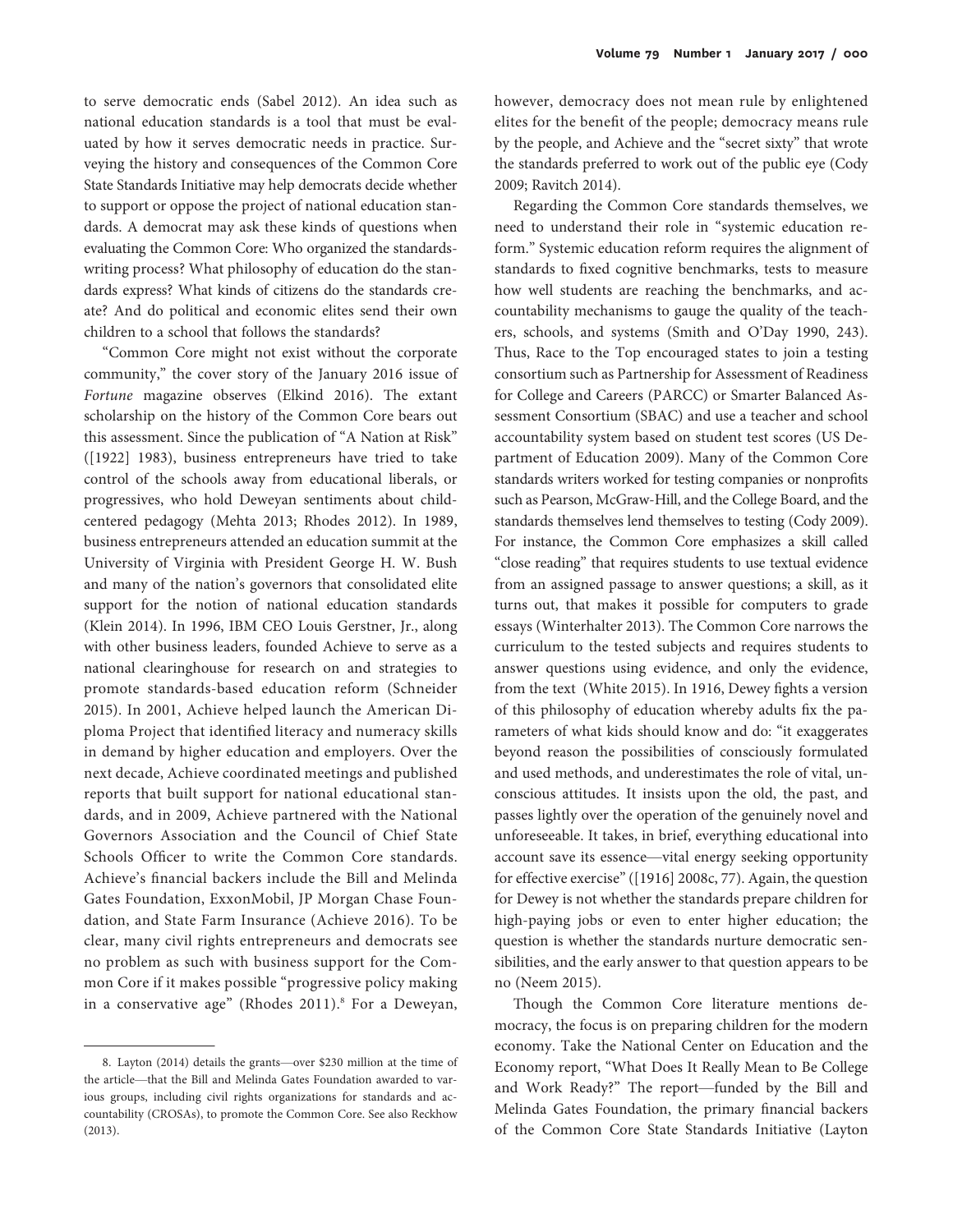to serve democratic ends (Sabel 2012). An idea such as national education standards is a tool that must be evaluated by how it serves democratic needs in practice. Surveying the history and consequences of the Common Core State Standards Initiative may help democrats decide whether to support or oppose the project of national education standards. A democrat may ask these kinds of questions when evaluating the Common Core: Who organized the standards-writing process? What philosophy of education do the standards express? What kinds of citizens do the standards create? And do political and economic elites send their own children to a school that follows the standards?

"Common Core might not exist without the corporate community," the cover story of the January 2016 issue of *Fortune* magazine observes (Elkind 2016). The extant scholarship on the history of the Common Core bears out this assessment. Since the publication of "A Nation at Risk" ([1922] 1983), business entrepreneurs have tried to take control of the schools away from educational liberals, or progressives, who hold Deweyan sentiments about child-centered pedagogy (Mehta 2013; Rhodes 2012). In 1989, business entrepreneurs attended an education summit at the University of Virginia with President George H. W. Bush and many of the nation's governors that consolidated elite support for the notion of national education standards (Klein 2014). In 1996, IBM CEO Louis Gerstner, Jr., along with other business leaders, founded Achieve to serve as a national clearinghouse for research on and strategies to promote standards-based education reform (Schneider 2015). In 2001, Achieve helped launch the American Diploma Project that identified literacy and numeracy skills in demand by higher education and employers. Over the next decade, Achieve coordinated meetings and published reports that built support for national educational standards, and in 2009, Achieve partnered with the National Governors Association and the Council of Chief State Schools Officer to write the Common Core standards. Achieve's financial backers include the Bill and Melinda Gates Foundation, ExxonMobil, JP Morgan Chase Foundation, and State Farm Insurance (Achieve 2016). To be clear, many civil rights entrepreneurs and democrats see no problem as such with business support for the Common Core if it makes possible "progressive policy making in a conservative age" (Rhodes 2011).[8] For a Deweyan, however, democracy does not mean rule by enlightened elites for the benefit of the people; democracy means rule by the people, and Achieve and the "secret sixty" that wrote the standards preferred to work out of the public eye (Cody 2009; Ravitch 2014).

Regarding the Common Core standards themselves, we need to understand their role in "systemic education reform." Systemic education reform requires the alignment of standards to fixed cognitive benchmarks, tests to measure how well students are reaching the benchmarks, and accountability mechanisms to gauge the quality of the teachers, schools, and systems (Smith and O'Day 1990, 243). Thus, Race to the Top encouraged states to join a testing consortium such as Partnership for Assessment of Readiness for College and Careers (PARCC) or Smarter Balanced Assessment Consortium (SBAC) and use a teacher and school accountability system based on student test scores (US Department of Education 2009). Many of the Common Core standards writers worked for testing companies or nonprofits such as Pearson, McGraw-Hill, and the College Board, and the standards themselves lend themselves to testing (Cody 2009). For instance, the Common Core emphasizes a skill called "close reading" that requires students to use textual evidence from an assigned passage to answer questions; a skill, as it turns out, that makes it possible for computers to grade essays (Winterhalter 2013). The Common Core narrows the curriculum to the tested subjects and requires students to answer questions using evidence, and only the evidence, from the text (White 2015). In 1916, Dewey fights a version of this philosophy of education whereby adults fix the parameters of what kids should know and do: "it exaggerates beyond reason the possibilities of consciously formulated and used methods, and underestimates the role of vital, unconscious attitudes. It insists upon the old, the past, and passes lightly over the operation of the genuinely novel and unforeseeable. It takes, in brief, everything educational into account save its essence—vital energy seeking opportunity for effective exercise" ([1916] 2008c, 77). Again, the question for Dewey is not whether the standards prepare children for high-paying jobs or even to enter higher education; the question is whether the standards nurture democratic sensibilities, and the early answer to that question appears to be no (Neem 2015).

Though the Common Core literature mentions democracy, the focus is on preparing children for the modern economy. Take the National Center on Education and the Economy report, "What Does It Really Mean to Be College and Work Ready?" The report—funded by the Bill and Melinda Gates Foundation, the primary financial backers of the Common Core State Standards Initiative (Layton

---

8. Layton (2014) details the grants—over $230 million at the time of the article—that the Bill and Melinda Gates Foundation awarded to various groups, including civil rights organizations for standards and accountability (CROSAs), to promote the Common Core. See also Reckhow (2013).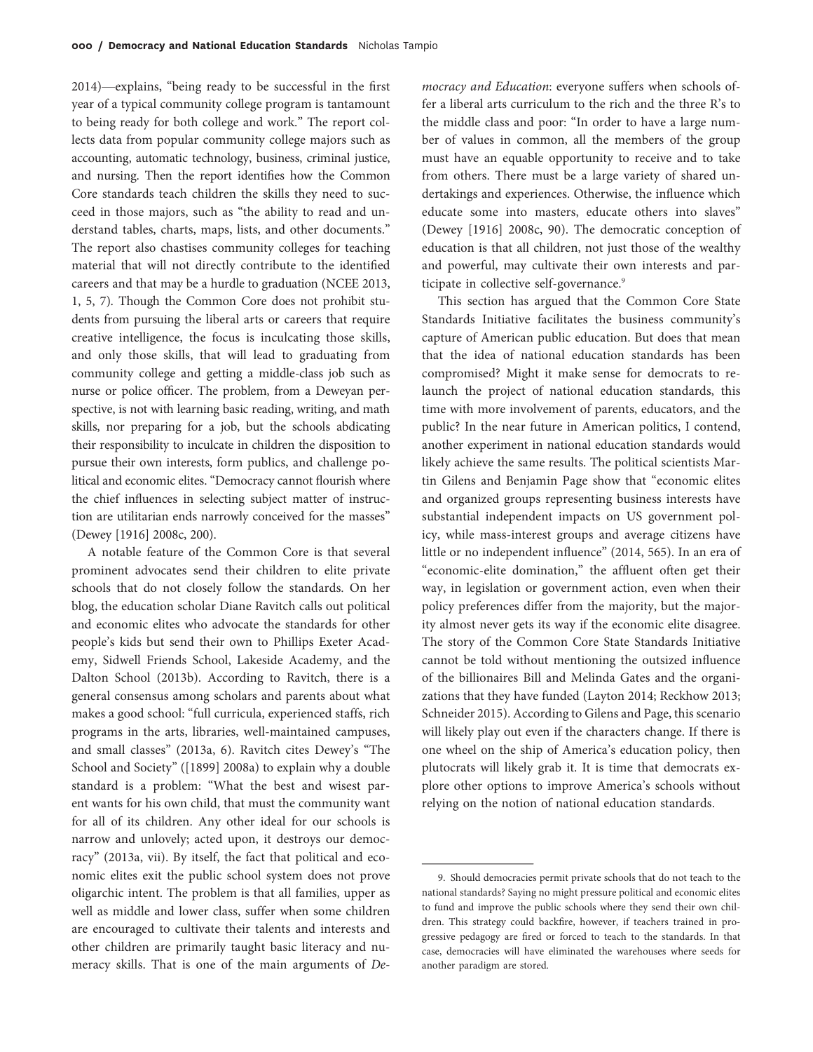2014)—explains, "being ready to be successful in the first year of a typical community college program is tantamount to being ready for both college and work." The report collects data from popular community college majors such as accounting, automatic technology, business, criminal justice, and nursing. Then the report identifies how the Common Core standards teach children the skills they need to succeed in those majors, such as "the ability to read and understand tables, charts, maps, lists, and other documents." The report also chastises community colleges for teaching material that will not directly contribute to the identified careers and that may be a hurdle to graduation (NCEE 2013, 1, 5, 7). Though the Common Core does not prohibit students from pursuing the liberal arts or careers that require creative intelligence, the focus is inculcating those skills, and only those skills, that will lead to graduating from community college and getting a middle-class job such as nurse or police officer. The problem, from a Deweyan perspective, is not with learning basic reading, writing, and math skills, nor preparing for a job, but the schools abdicating their responsibility to inculcate in children the disposition to pursue their own interests, form publics, and challenge political and economic elites. "Democracy cannot flourish where the chief influences in selecting subject matter of instruction are utilitarian ends narrowly conceived for the masses" (Dewey [1916] 2008c, 200).

A notable feature of the Common Core is that several prominent advocates send their children to elite private schools that do not closely follow the standards. On her blog, the education scholar Diane Ravitch calls out political and economic elites who advocate the standards for other people's kids but send their own to Phillips Exeter Academy, Sidwell Friends School, Lakeside Academy, and the Dalton School (2013b). According to Ravitch, there is a general consensus among scholars and parents about what makes a good school: "full curricula, experienced staffs, rich programs in the arts, libraries, well-maintained campuses, and small classes" (2013a, 6). Ravitch cites Dewey's "The School and Society" ([1899] 2008a) to explain why a double standard is a problem: "What the best and wisest parent wants for his own child, that must the community want for all of its children. Any other ideal for our schools is narrow and unlovely; acted upon, it destroys our democracy" (2013a, vii). By itself, the fact that political and economic elites exit the public school system does not prove oligarchic intent. The problem is that all families, upper as well as middle and lower class, suffer when some children are encouraged to cultivate their talents and interests and other children are primarily taught basic literacy and numeracy skills. That is one of the main arguments of *Democracy and Education*: everyone suffers when schools offer a liberal arts curriculum to the rich and the three R's to the middle class and poor: "In order to have a large number of values in common, all the members of the group must have an equable opportunity to receive and to take from others. There must be a large variety of shared undertakings and experiences. Otherwise, the influence which educate some into masters, educate others into slaves" (Dewey [1916] 2008c, 90). The democratic conception of education is that all children, not just those of the wealthy and powerful, may cultivate their own interests and participate in collective self-governance.[9]

This section has argued that the Common Core State Standards Initiative facilitates the business community's capture of American public education. But does that mean that the idea of national education standards has been compromised? Might it make sense for democrats to relaunch the project of national education standards, this time with more involvement of parents, educators, and the public? In the near future in American politics, I contend, another experiment in national education standards would likely achieve the same results. The political scientists Martin Gilens and Benjamin Page show that "economic elites and organized groups representing business interests have substantial independent impacts on US government policy, while mass-interest groups and average citizens have little or no independent influence" (2014, 565). In an era of "economic-elite domination," the affluent often get their way, in legislation or government action, even when their policy preferences differ from the majority, but the majority almost never gets its way if the economic elite disagree. The story of the Common Core State Standards Initiative cannot be told without mentioning the outsized influence of the billionaires Bill and Melinda Gates and the organizations that they have funded (Layton 2014; Reckhow 2013; Schneider 2015). According to Gilens and Page, this scenario will likely play out even if the characters change. If there is one wheel on the ship of America's education policy, then plutocrats will likely grab it. It is time that democrats explore other options to improve America's schools without relying on the notion of national education standards.

---

9. Should democracies permit private schools that do not teach to the national standards? Saying no might pressure political and economic elites to fund and improve the public schools where they send their own children. This strategy could backfire, however, if teachers trained in progressive pedagogy are fired or forced to teach to the standards. In that case, democracies will have eliminated the warehouses where seeds for another paradigm are stored.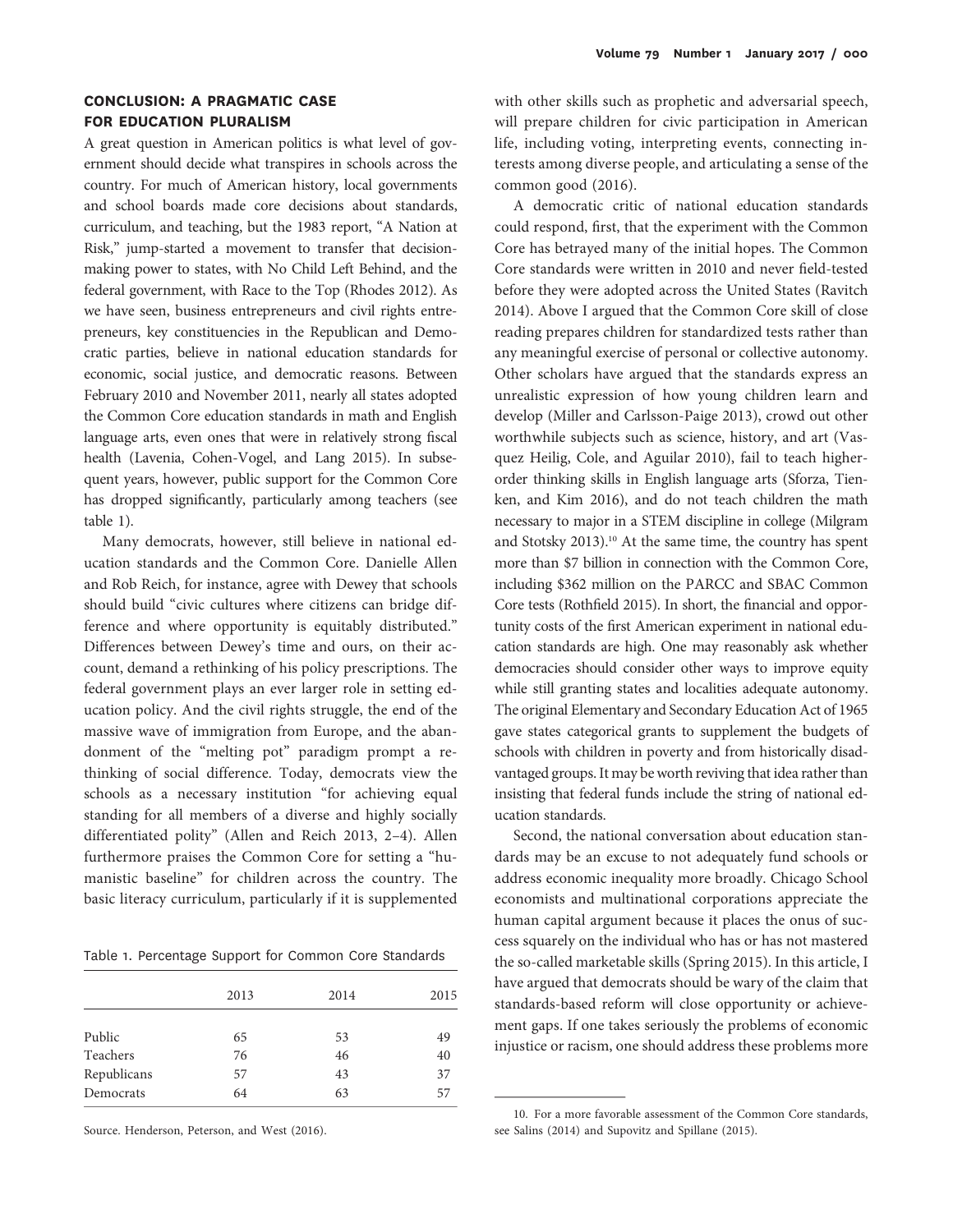## CONCLUSION: A PRAGMATIC CASE FOR EDUCATION PLURALISM

A great question in American politics is what level of government should decide what transpires in schools across the country. For much of American history, local governments and school boards made core decisions about standards, curriculum, and teaching, but the 1983 report, "A Nation at Risk," jump-started a movement to transfer that decision-making power to states, with No Child Left Behind, and the federal government, with Race to the Top (Rhodes 2012). As we have seen, business entrepreneurs and civil rights entrepreneurs, key constituencies in the Republican and Democratic parties, believe in national education standards for economic, social justice, and democratic reasons. Between February 2010 and November 2011, nearly all states adopted the Common Core education standards in math and English language arts, even ones that were in relatively strong fiscal health (Lavenia, Cohen-Vogel, and Lang 2015). In subsequent years, however, public support for the Common Core has dropped significantly, particularly among teachers (see table 1).

Many democrats, however, still believe in national education standards and the Common Core. Danielle Allen and Rob Reich, for instance, agree with Dewey that schools should build "civic cultures where citizens can bridge difference and where opportunity is equitably distributed." Differences between Dewey's time and ours, on their account, demand a rethinking of his policy prescriptions. The federal government plays an ever larger role in setting education policy. And the civil rights struggle, the end of the massive wave of immigration from Europe, and the abandonment of the "melting pot" paradigm prompt a rethinking of social difference. Today, democrats view the schools as a necessary institution "for achieving equal standing for all members of a diverse and highly socially differentiated polity" (Allen and Reich 2013, 2–4). Allen furthermore praises the Common Core for setting a "humanistic baseline" for children across the country. The basic literacy curriculum, particularly if it is supplemented with other skills such as prophetic and adversarial speech, will prepare children for civic participation in American life, including voting, interpreting events, connecting interests among diverse people, and articulating a sense of the common good (2016).

Table 1. Percentage Support for Common Core Standards

| | 2013 | 2014 | 2015 |
|---|---|---|---|
| Public | 65 | 53 | 49 |
| Teachers | 76 | 46 | 40 |
| Republicans | 57 | 43 | 37 |
| Democrats | 64 | 63 | 57 |

Source. Henderson, Peterson, and West (2016).

A democratic critic of national education standards could respond, first, that the experiment with the Common Core has betrayed many of the initial hopes. The Common Core standards were written in 2010 and never field-tested before they were adopted across the United States (Ravitch 2014). Above I argued that the Common Core skill of close reading prepares children for standardized tests rather than any meaningful exercise of personal or collective autonomy. Other scholars have argued that the standards express an unrealistic expression of how young children learn and develop (Miller and Carlsson-Paige 2013), crowd out other worthwhile subjects such as science, history, and art (Vasquez Heilig, Cole, and Aguilar 2010), fail to teach higher-order thinking skills in English language arts (Sforza, Tienken, and Kim 2016), and do not teach children the math necessary to major in a STEM discipline in college (Milgram and Stotsky 2013).[10] At the same time, the country has spent more than $7 billion in connection with the Common Core, including $362 million on the PARCC and SBAC Common Core tests (Rothfield 2015). In short, the financial and opportunity costs of the first American experiment in national education standards are high. One may reasonably ask whether democracies should consider other ways to improve equity while still granting states and localities adequate autonomy. The original Elementary and Secondary Education Act of 1965 gave states categorical grants to supplement the budgets of schools with children in poverty and from historically disadvantaged groups. It may be worth reviving that idea rather than insisting that federal funds include the string of national education standards.

Second, the national conversation about education standards may be an excuse to not adequately fund schools or address economic inequality more broadly. Chicago School economists and multinational corporations appreciate the human capital argument because it places the onus of success squarely on the individual who has or has not mastered the so-called marketable skills (Spring 2015). In this article, I have argued that democrats should be wary of the claim that standards-based reform will close opportunity or achievement gaps. If one takes seriously the problems of economic injustice or racism, one should address these problems more

10. For a more favorable assessment of the Common Core standards, see Salins (2014) and Supovitz and Spillane (2015).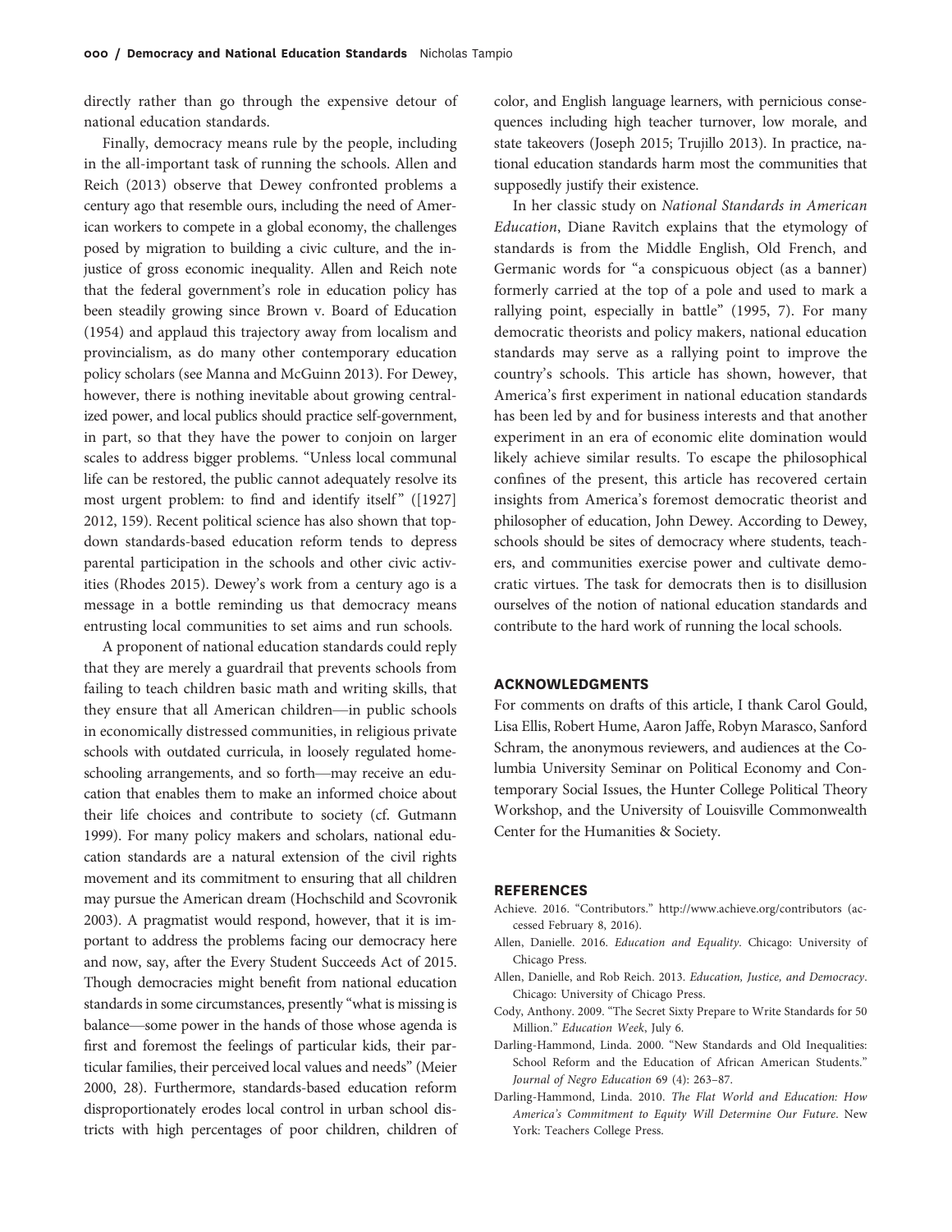directly rather than go through the expensive detour of national education standards.

Finally, democracy means rule by the people, including in the all-important task of running the schools. Allen and Reich (2013) observe that Dewey confronted problems a century ago that resemble ours, including the need of American workers to compete in a global economy, the challenges posed by migration to building a civic culture, and the injustice of gross economic inequality. Allen and Reich note that the federal government's role in education policy has been steadily growing since Brown v. Board of Education (1954) and applaud this trajectory away from localism and provincialism, as do many other contemporary education policy scholars (see Manna and McGuinn 2013). For Dewey, however, there is nothing inevitable about growing centralized power, and local publics should practice self-government, in part, so that they have the power to conjoin on larger scales to address bigger problems. "Unless local communal life can be restored, the public cannot adequately resolve its most urgent problem: to find and identify itself" ([1927] 2012, 159). Recent political science has also shown that top-down standards-based education reform tends to depress parental participation in the schools and other civic activities (Rhodes 2015). Dewey's work from a century ago is a message in a bottle reminding us that democracy means entrusting local communities to set aims and run schools.

A proponent of national education standards could reply that they are merely a guardrail that prevents schools from failing to teach children basic math and writing skills, that they ensure that all American children—in public schools in economically distressed communities, in religious private schools with outdated curricula, in loosely regulated homeschooling arrangements, and so forth—may receive an education that enables them to make an informed choice about their life choices and contribute to society (cf. Gutmann 1999). For many policy makers and scholars, national education standards are a natural extension of the civil rights movement and its commitment to ensuring that all children may pursue the American dream (Hochschild and Scovronik 2003). A pragmatist would respond, however, that it is important to address the problems facing our democracy here and now, say, after the Every Student Succeeds Act of 2015. Though democracies might benefit from national education standards in some circumstances, presently "what is missing is balance—some power in the hands of those whose agenda is first and foremost the feelings of particular kids, their particular families, their perceived local values and needs" (Meier 2000, 28). Furthermore, standards-based education reform disproportionately erodes local control in urban school districts with high percentages of poor children, children of color, and English language learners, with pernicious consequences including high teacher turnover, low morale, and state takeovers (Joseph 2015; Trujillo 2013). In practice, national education standards harm most the communities that supposedly justify their existence.

In her classic study on *National Standards in American Education*, Diane Ravitch explains that the etymology of standards is from the Middle English, Old French, and Germanic words for "a conspicuous object (as a banner) formerly carried at the top of a pole and used to mark a rallying point, especially in battle" (1995, 7). For many democratic theorists and policy makers, national education standards may serve as a rallying point to improve the country's schools. This article has shown, however, that America's first experiment in national education standards has been led by and for business interests and that another experiment in an era of economic elite domination would likely achieve similar results. To escape the philosophical confines of the present, this article has recovered certain insights from America's foremost democratic theorist and philosopher of education, John Dewey. According to Dewey, schools should be sites of democracy where students, teachers, and communities exercise power and cultivate democratic virtues. The task for democrats then is to disillusion ourselves of the notion of national education standards and contribute to the hard work of running the local schools.

## ACKNOWLEDGMENTS

For comments on drafts of this article, I thank Carol Gould, Lisa Ellis, Robert Hume, Aaron Jaffe, Robyn Marasco, Sanford Schram, the anonymous reviewers, and audiences at the Columbia University Seminar on Political Economy and Contemporary Social Issues, the Hunter College Political Theory Workshop, and the University of Louisville Commonwealth Center for the Humanities & Society.

## REFERENCES

Achieve. 2016. "Contributors." http://www.achieve.org/contributors (accessed February 8, 2016).

Allen, Danielle. 2016. *Education and Equality*. Chicago: University of Chicago Press.

Allen, Danielle, and Rob Reich. 2013. *Education, Justice, and Democracy*. Chicago: University of Chicago Press.

Cody, Anthony. 2009. "The Secret Sixty Prepare to Write Standards for 50 Million." *Education Week*, July 6.

Darling-Hammond, Linda. 2000. "New Standards and Old Inequalities: School Reform and the Education of African American Students." *Journal of Negro Education* 69 (4): 263–87.

Darling-Hammond, Linda. 2010. *The Flat World and Education: How America's Commitment to Equity Will Determine Our Future*. New York: Teachers College Press.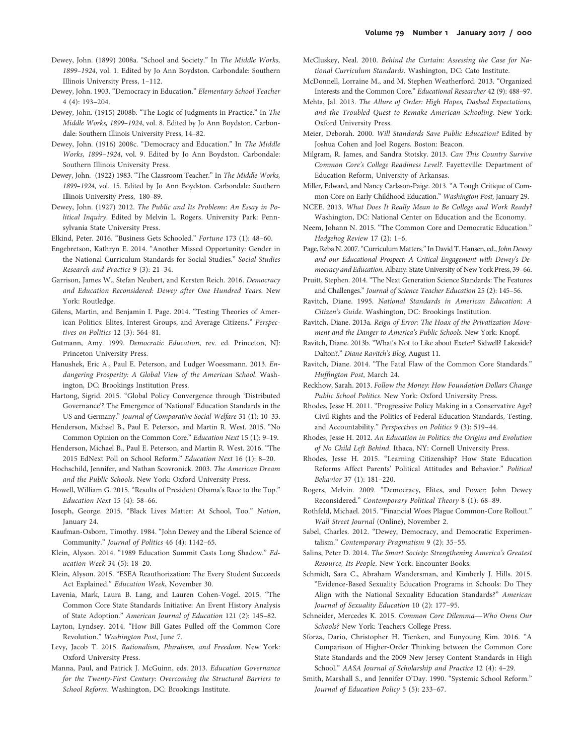Dewey, John. (1899) 2008a. "School and Society." In *The Middle Works, 1899–1924*, vol. 1. Edited by Jo Ann Boydston. Carbondale: Southern Illinois University Press, 1–112.

Dewey, John. 1903. "Democracy in Education." *Elementary School Teacher* 4 (4): 193–204.

Dewey, John. (1915) 2008b. "The Logic of Judgments in Practice." In *The Middle Works, 1899–1924*, vol. 8. Edited by Jo Ann Boydston. Carbondale: Southern Illinois University Press, 14–82.

Dewey, John. (1916) 2008c. "Democracy and Education." In *The Middle Works, 1899–1924*, vol. 9. Edited by Jo Ann Boydston. Carbondale: Southern Illinois University Press.

Dewey, John. (1922) 1983. "The Classroom Teacher." In *The Middle Works, 1899–1924*, vol. 15. Edited by Jo Ann Boydston. Carbondale: Southern Illinois University Press, 180–89.

Dewey, John. (1927) 2012. *The Public and Its Problems: An Essay in Political Inquiry*. Edited by Melvin L. Rogers. University Park: Pennsylvania State University Press.

Elkind, Peter. 2016. "Business Gets Schooled." *Fortune* 173 (1): 48–60.

Engebretson, Kathryn E. 2014. "Another Missed Opportunity: Gender in the National Curriculum Standards for Social Studies." *Social Studies Research and Practice* 9 (3): 21–34.

Garrison, James W., Stefan Neubert, and Kersten Reich. 2016. *Democracy and Education Reconsidered: Dewey after One Hundred Years*. New York: Routledge.

Gilens, Martin, and Benjamin I. Page. 2014. "Testing Theories of American Politics: Elites, Interest Groups, and Average Citizens." *Perspectives on Politics* 12 (3): 564–81.

Gutmann, Amy. 1999. *Democratic Education*, rev. ed. Princeton, NJ: Princeton University Press.

Hanushek, Eric A., Paul E. Peterson, and Ludger Woessmann. 2013. *Endangering Prosperity: A Global View of the American School*. Washington, DC: Brookings Institution Press.

Hartong, Sigrid. 2015. "Global Policy Convergence through 'Distributed Governance'? The Emergence of 'National' Education Standards in the US and Germany." *Journal of Comparative Social Welfare* 31 (1): 10–33.

Henderson, Michael B., Paul E. Peterson, and Martin R. West. 2015. "No Common Opinion on the Common Core." *Education Next* 15 (1): 9–19.

Henderson, Michael B., Paul E. Peterson, and Martin R. West. 2016. "The 2015 EdNext Poll on School Reform." *Education Next* 16 (1): 8–20.

Hochschild, Jennifer, and Nathan Scovronick. 2003. *The American Dream and the Public Schools*. New York: Oxford University Press.

Howell, William G. 2015. "Results of President Obama's Race to the Top." *Education Next* 15 (4): 58–66.

Joseph, George. 2015. "Black Lives Matter: At School, Too." *Nation*, January 24.

Kaufman-Osborn, Timothy. 1984. "John Dewey and the Liberal Science of Community." *Journal of Politics* 46 (4): 1142–65.

Klein, Alyson. 2014. "1989 Education Summit Casts Long Shadow." *Education Week* 34 (5): 18–20.

Klein, Alyson. 2015. "ESEA Reauthorization: The Every Student Succeeds Act Explained." *Education Week*, November 30.

Lavenia, Mark, Laura B. Lang, and Lauren Cohen-Vogel. 2015. "The Common Core State Standards Initiative: An Event History Analysis of State Adoption." *American Journal of Education* 121 (2): 145–82.

Layton, Lyndsey. 2014. "How Bill Gates Pulled off the Common Core Revolution." *Washington Post*, June 7.

Levy, Jacob T. 2015. *Rationalism, Pluralism, and Freedom*. New York: Oxford University Press.

Manna, Paul, and Patrick J. McGuinn, eds. 2013. *Education Governance for the Twenty-First Century: Overcoming the Structural Barriers to School Reform*. Washington, DC: Brookings Institute.

McCluskey, Neal. 2010. *Behind the Curtain: Assessing the Case for National Curriculum Standards*. Washington, DC: Cato Institute.

McDonnell, Lorraine M., and M. Stephen Weatherford. 2013. "Organized Interests and the Common Core." *Educational Researcher* 42 (9): 488–97.

Mehta, Jal. 2013. *The Allure of Order: High Hopes, Dashed Expectations, and the Troubled Quest to Remake American Schooling*. New York: Oxford University Press.

Meier, Deborah. 2000. *Will Standards Save Public Education?* Edited by Joshua Cohen and Joel Rogers. Boston: Beacon.

Milgram, R. James, and Sandra Stotsky. 2013. *Can This Country Survive Common Core's College Readiness Level?*. Fayetteville: Department of Education Reform, University of Arkansas.

Miller, Edward, and Nancy Carlsson-Paige. 2013. "A Tough Critique of Common Core on Early Childhood Education." *Washington Post*, January 29.

NCEE. 2013. *What Does It Really Mean to Be College and Work Ready?* Washington, DC: National Center on Education and the Economy.

Neem, Johann N. 2015. "The Common Core and Democratic Education." *Hedgehog Review* 17 (2): 1–6.

Page, Reba N. 2007. "Curriculum Matters." In David T. Hansen, ed., *John Dewey and our Educational Prospect: A Critical Engagement with Dewey's Democracy and Education*. Albany: State University of New York Press, 39–66.

Pruitt, Stephen. 2014. "The Next Generation Science Standards: The Features and Challenges." *Journal of Science Teacher Education* 25 (2): 145–56.

Ravitch, Diane. 1995. *National Standards in American Education: A Citizen's Guide*. Washington, DC: Brookings Institution.

Ravitch, Diane. 2013a. *Reign of Error: The Hoax of the Privatization Movement and the Danger to America's Public Schools*. New York: Knopf.

Ravitch, Diane. 2013b. "What's Not to Like about Exeter? Sidwell? Lakeside? Dalton?." *Diane Ravitch's Blog*, August 11.

Ravitch, Diane. 2014. "The Fatal Flaw of the Common Core Standards." *Huffington Post*, March 24.

Reckhow, Sarah. 2013. *Follow the Money: How Foundation Dollars Change Public School Politics*. New York: Oxford University Press.

Rhodes, Jesse H. 2011. "Progressive Policy Making in a Conservative Age? Civil Rights and the Politics of Federal Education Standards, Testing, and Accountability." *Perspectives on Politics* 9 (3): 519–44.

Rhodes, Jesse H. 2012. *An Education in Politics: the Origins and Evolution of No Child Left Behind*. Ithaca, NY: Cornell University Press.

Rhodes, Jesse H. 2015. "Learning Citizenship? How State Education Reforms Affect Parents' Political Attitudes and Behavior." *Political Behavior* 37 (1): 181–220.

Rogers, Melvin. 2009. "Democracy, Elites, and Power: John Dewey Reconsidered." *Contemporary Political Theory* 8 (1): 68–89.

Rothfeld, Michael. 2015. "Financial Woes Plague Common-Core Rollout." *Wall Street Journal* (Online), November 2.

Sabel, Charles. 2012. "Dewey, Democracy, and Democratic Experimentalism." *Contemporary Pragmatism* 9 (2): 35–55.

Salins, Peter D. 2014. *The Smart Society: Strengthening America's Greatest Resource, Its People*. New York: Encounter Books.

Schmidt, Sara C., Abraham Wandersman, and Kimberly J. Hills. 2015. "Evidence-Based Sexuality Education Programs in Schools: Do They Align with the National Sexuality Education Standards?" *American Journal of Sexuality Education* 10 (2): 177–95.

Schneider, Mercedes K. 2015. *Common Core Dilemma—Who Owns Our Schools?* New York: Teachers College Press.

Sforza, Dario, Christopher H. Tienken, and Eunyoung Kim. 2016. "A Comparison of Higher-Order Thinking between the Common Core State Standards and the 2009 New Jersey Content Standards in High School." *AASA Journal of Scholarship and Practice* 12 (4): 4–29.

Smith, Marshall S., and Jennifer O'Day. 1990. "Systemic School Reform." *Journal of Education Policy* 5 (5): 233–67.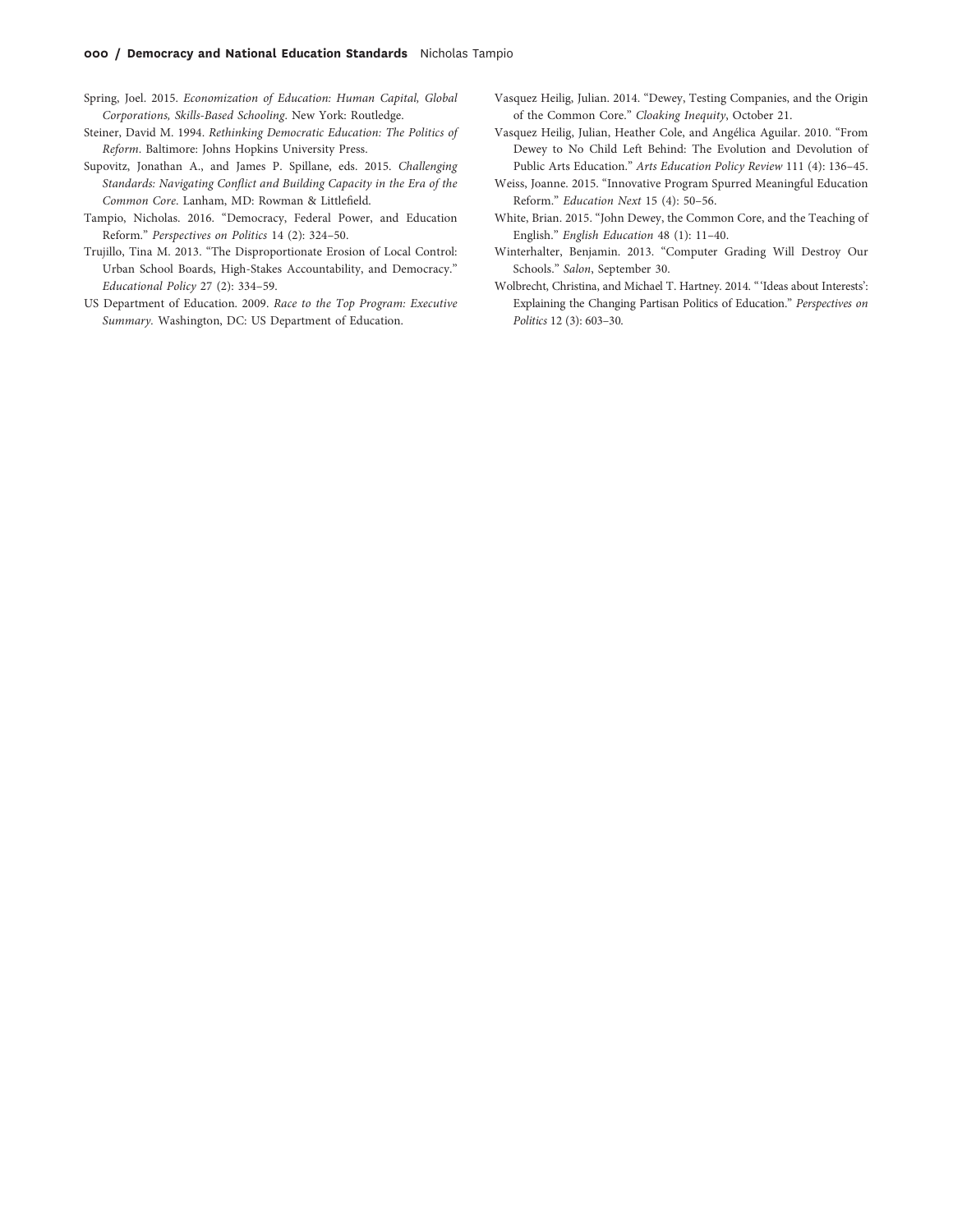Spring, Joel. 2015. *Economization of Education: Human Capital, Global Corporations, Skills-Based Schooling*. New York: Routledge.

Steiner, David M. 1994. *Rethinking Democratic Education: The Politics of Reform*. Baltimore: Johns Hopkins University Press.

Supovitz, Jonathan A., and James P. Spillane, eds. 2015. *Challenging Standards: Navigating Conflict and Building Capacity in the Era of the Common Core*. Lanham, MD: Rowman & Littlefield.

Tampio, Nicholas. 2016. "Democracy, Federal Power, and Education Reform." *Perspectives on Politics* 14 (2): 324–50.

Trujillo, Tina M. 2013. "The Disproportionate Erosion of Local Control: Urban School Boards, High-Stakes Accountability, and Democracy." *Educational Policy* 27 (2): 334–59.

US Department of Education. 2009. *Race to the Top Program: Executive Summary*. Washington, DC: US Department of Education.

Vasquez Heilig, Julian. 2014. "Dewey, Testing Companies, and the Origin of the Common Core." *Cloaking Inequity*, October 21.

Vasquez Heilig, Julian, Heather Cole, and Angélica Aguilar. 2010. "From Dewey to No Child Left Behind: The Evolution and Devolution of Public Arts Education." *Arts Education Policy Review* 111 (4): 136–45.

Weiss, Joanne. 2015. "Innovative Program Spurred Meaningful Education Reform." *Education Next* 15 (4): 50–56.

White, Brian. 2015. "John Dewey, the Common Core, and the Teaching of English." *English Education* 48 (1): 11–40.

Winterhalter, Benjamin. 2013. "Computer Grading Will Destroy Our Schools." *Salon*, September 30.

Wolbrecht, Christina, and Michael T. Hartney. 2014. "'Ideas about Interests': Explaining the Changing Partisan Politics of Education." *Perspectives on Politics* 12 (3): 603–30.